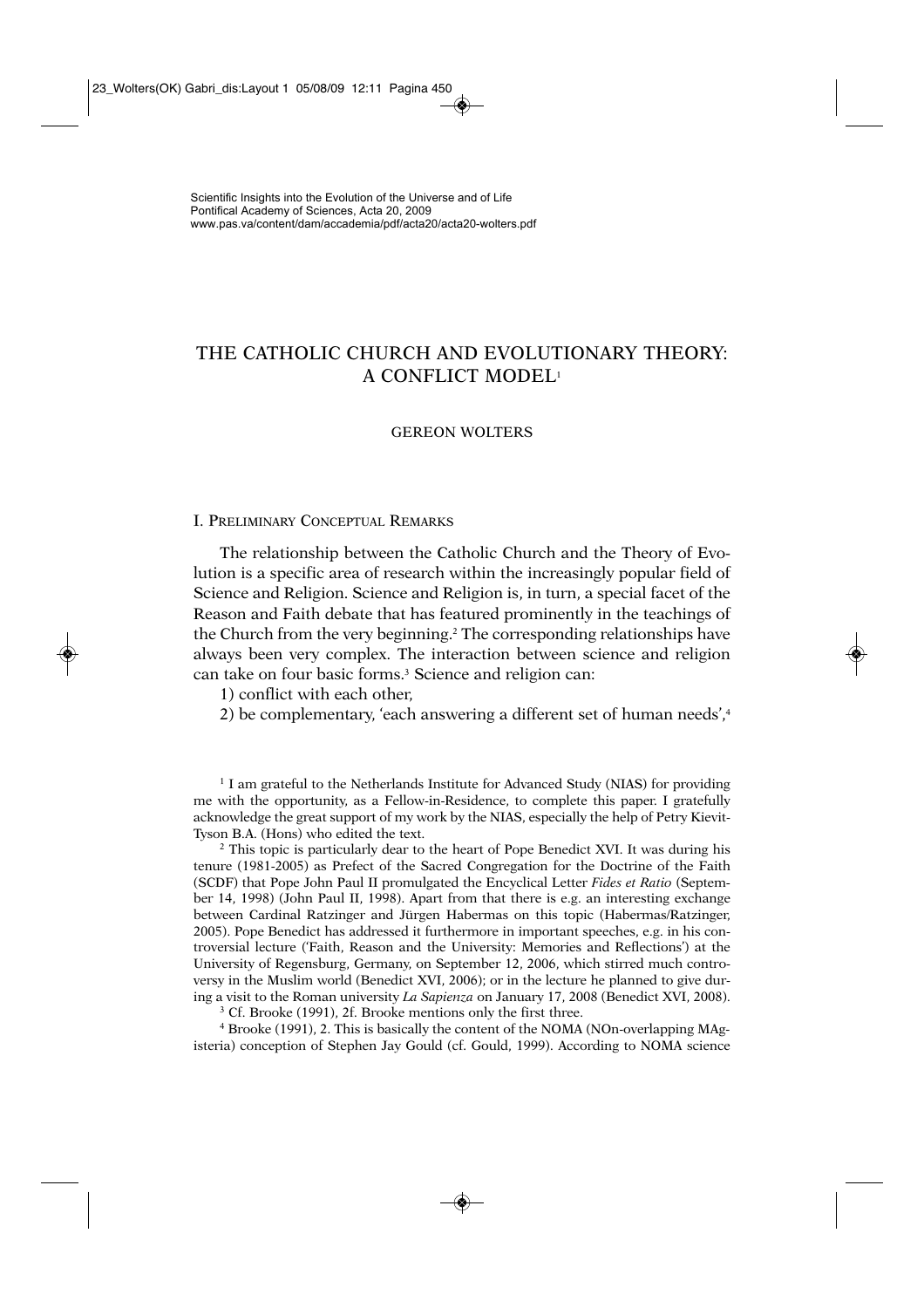Scientific Insights into the Evolution of the Universe and of Life
Pontifical Academy of Sciences, Acta 20, 2009
www.pas.va/content/dam/accademia/pdf/acta20/acta20-wolters.pdf

# THE CATHOLIC CHURCH AND EVOLUTIONARY THEORY: A CONFLICT MODEL[1]

GEREON WOLTERS

## I. Preliminary Conceptual Remarks

The relationship between the Catholic Church and the Theory of Evolution is a specific area of research within the increasingly popular field of Science and Religion. Science and Religion is, in turn, a special facet of the Reason and Faith debate that has featured prominently in the teachings of the Church from the very beginning.[2] The corresponding relationships have always been very complex. The interaction between science and religion can take on four basic forms.[3] Science and religion can:

1) conflict with each other,

2) be complementary, 'each answering a different set of human needs',[4]

---

[1] I am grateful to the Netherlands Institute for Advanced Study (NIAS) for providing me with the opportunity, as a Fellow-in-Residence, to complete this paper. I gratefully acknowledge the great support of my work by the NIAS, especially the help of Petry Kievit-Tyson B.A. (Hons) who edited the text.

[2] This topic is particularly dear to the heart of Pope Benedict XVI. It was during his tenure (1981-2005) as Prefect of the Sacred Congregation for the Doctrine of the Faith (SCDF) that Pope John Paul II promulgated the Encyclical Letter *Fides et Ratio* (September 14, 1998) (John Paul II, 1998). Apart from that there is e.g. an interesting exchange between Cardinal Ratzinger and Jürgen Habermas on this topic (Habermas/Ratzinger, 2005). Pope Benedict has addressed it furthermore in important speeches, e.g. in his controversial lecture ('Faith, Reason and the University: Memories and Reflections') at the University of Regensburg, Germany, on September 12, 2006, which stirred much controversy in the Muslim world (Benedict XVI, 2006); or in the lecture he planned to give during a visit to the Roman university *La Sapienza* on January 17, 2008 (Benedict XVI, 2008).

[3] Cf. Brooke (1991), 2f. Brooke mentions only the first three.

[4] Brooke (1991), 2. This is basically the content of the NOMA (NOn-overlapping MAgisteria) conception of Stephen Jay Gould (cf. Gould, 1999). According to NOMA science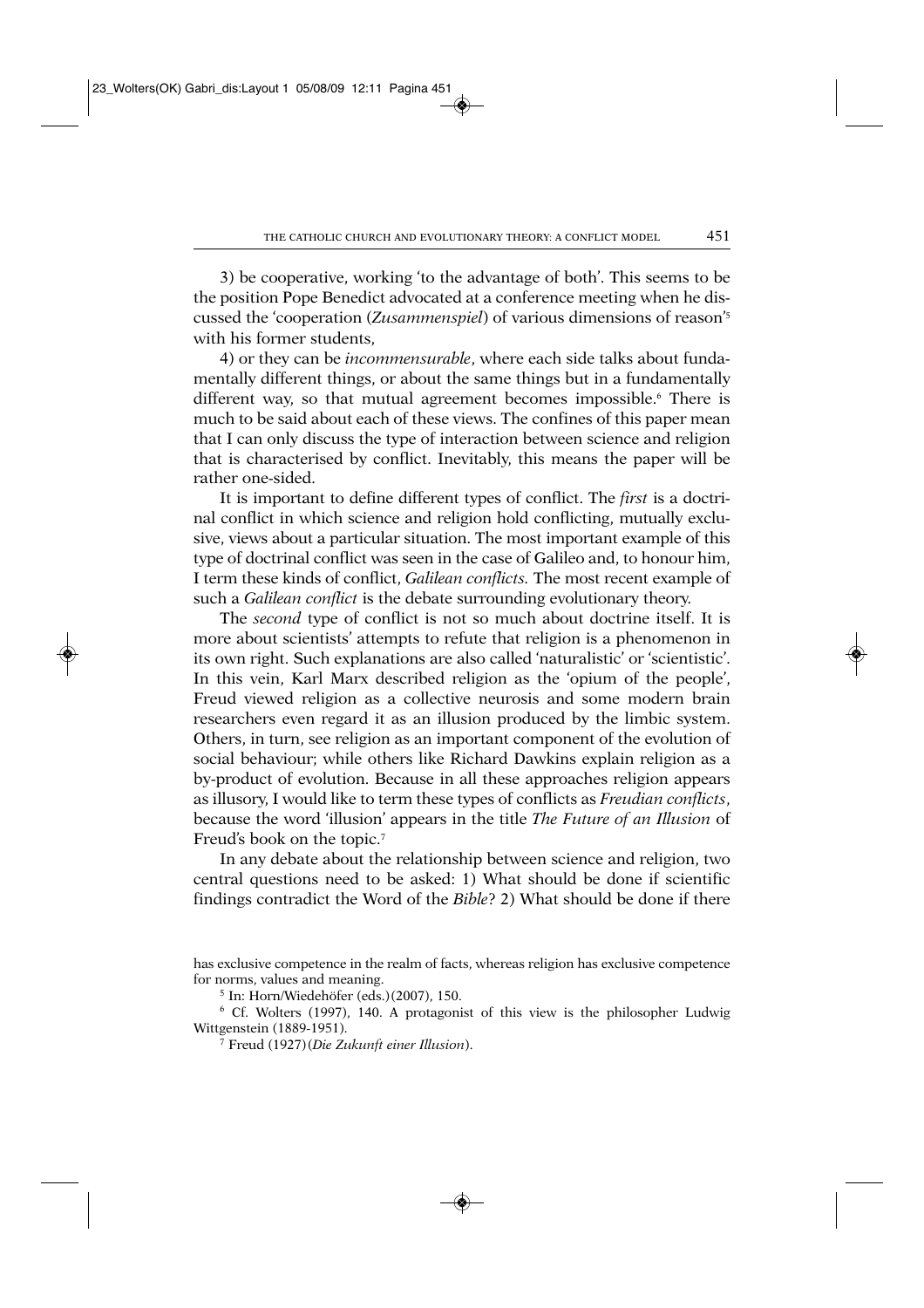3) be cooperative, working 'to the advantage of both'. This seems to be the position Pope Benedict advocated at a conference meeting when he discussed the 'cooperation (*Zusammenspiel*) of various dimensions of reason'[5] with his former students,

4) or they can be *incommensurable*, where each side talks about fundamentally different things, or about the same things but in a fundamentally different way, so that mutual agreement becomes impossible.[6] There is much to be said about each of these views. The confines of this paper mean that I can only discuss the type of interaction between science and religion that is characterised by conflict. Inevitably, this means the paper will be rather one-sided.

It is important to define different types of conflict. The *first* is a doctrinal conflict in which science and religion hold conflicting, mutually exclusive, views about a particular situation. The most important example of this type of doctrinal conflict was seen in the case of Galileo and, to honour him, I term these kinds of conflict, *Galilean conflicts.* The most recent example of such a *Galilean conflict* is the debate surrounding evolutionary theory.

The *second* type of conflict is not so much about doctrine itself. It is more about scientists' attempts to refute that religion is a phenomenon in its own right. Such explanations are also called 'naturalistic' or 'scientistic'. In this vein, Karl Marx described religion as the 'opium of the people', Freud viewed religion as a collective neurosis and some modern brain researchers even regard it as an illusion produced by the limbic system. Others, in turn, see religion as an important component of the evolution of social behaviour; while others like Richard Dawkins explain religion as a by-product of evolution. Because in all these approaches religion appears as illusory, I would like to term these types of conflicts as *Freudian conflicts*, because the word 'illusion' appears in the title *The Future of an Illusion* of Freud's book on the topic.[7]

In any debate about the relationship between science and religion, two central questions need to be asked: 1) What should be done if scientific findings contradict the Word of the *Bible*? 2) What should be done if there

has exclusive competence in the realm of facts, whereas religion has exclusive competence for norms, values and meaning.

[5] In: Horn/Wiedehöfer (eds.)(2007), 150.

[6] Cf. Wolters (1997), 140. A protagonist of this view is the philosopher Ludwig Wittgenstein (1889-1951).

[7] Freud (1927)(*Die Zukunft einer Illusion*).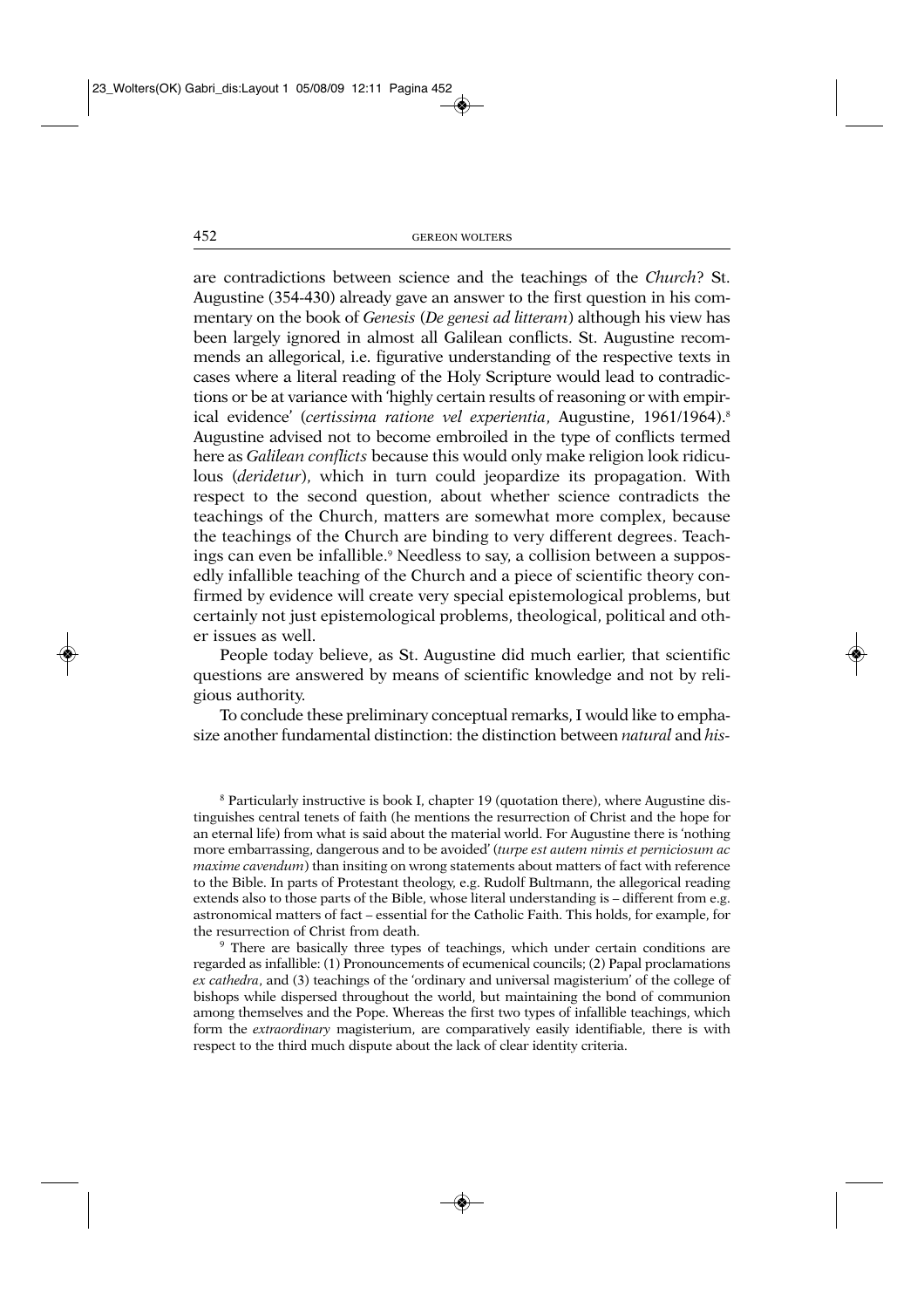are contradictions between science and the teachings of the *Church*? St. Augustine (354-430) already gave an answer to the first question in his commentary on the book of *Genesis* (*De genesi ad litteram*) although his view has been largely ignored in almost all Galilean conflicts. St. Augustine recommends an allegorical, i.e. figurative understanding of the respective texts in cases where a literal reading of the Holy Scripture would lead to contradictions or be at variance with 'highly certain results of reasoning or with empirical evidence' (*certissima ratione vel experientia*, Augustine, 1961/1964).[8] Augustine advised not to become embroiled in the type of conflicts termed here as *Galilean conflicts* because this would only make religion look ridiculous (*deridetur*), which in turn could jeopardize its propagation. With respect to the second question, about whether science contradicts the teachings of the Church, matters are somewhat more complex, because the teachings of the Church are binding to very different degrees. Teachings can even be infallible.[9] Needless to say, a collision between a supposedly infallible teaching of the Church and a piece of scientific theory confirmed by evidence will create very special epistemological problems, but certainly not just epistemological problems, theological, political and other issues as well.

People today believe, as St. Augustine did much earlier, that scientific questions are answered by means of scientific knowledge and not by religious authority.

To conclude these preliminary conceptual remarks, I would like to emphasize another fundamental distinction: the distinction between *natural* and *his-*

[8] Particularly instructive is book I, chapter 19 (quotation there), where Augustine distinguishes central tenets of faith (he mentions the resurrection of Christ and the hope for an eternal life) from what is said about the material world. For Augustine there is 'nothing more embarrassing, dangerous and to be avoided' (*turpe est autem nimis et perniciosum ac maxime cavendum*) than insiting on wrong statements about matters of fact with reference to the Bible. In parts of Protestant theology, e.g. Rudolf Bultmann, the allegorical reading extends also to those parts of the Bible, whose literal understanding is – different from e.g. astronomical matters of fact – essential for the Catholic Faith. This holds, for example, for the resurrection of Christ from death.

[9] There are basically three types of teachings, which under certain conditions are regarded as infallible: (1) Pronouncements of ecumenical councils; (2) Papal proclamations *ex cathedra*, and (3) teachings of the 'ordinary and universal magisterium' of the college of bishops while dispersed throughout the world, but maintaining the bond of communion among themselves and the Pope. Whereas the first two types of infallible teachings, which form the *extraordinary* magisterium, are comparatively easily identifiable, there is with respect to the third much dispute about the lack of clear identity criteria.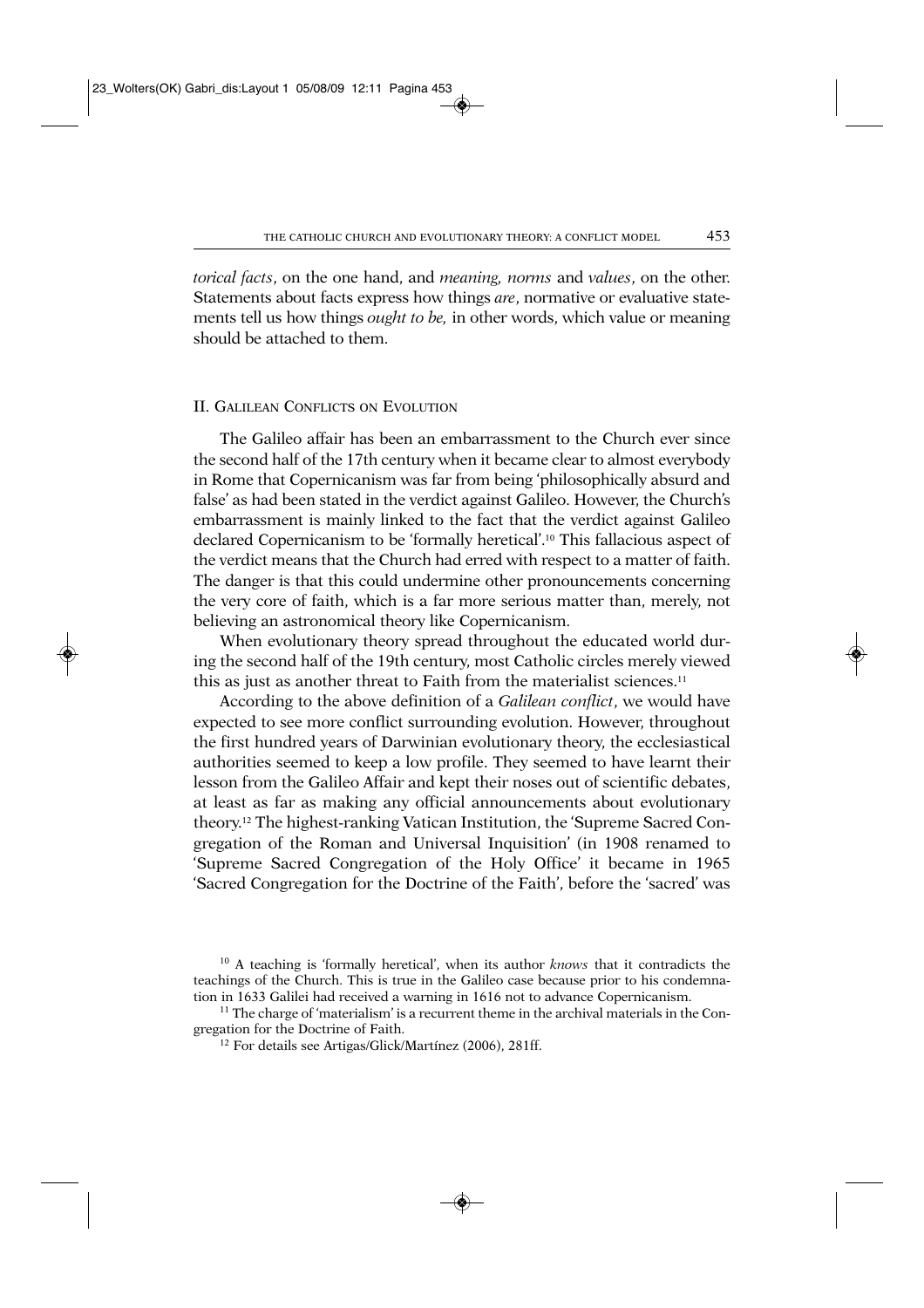*torical facts*, on the one hand, and *meaning, norms* and *values*, on the other. Statements about facts express how things *are*, normative or evaluative statements tell us how things *ought to be,* in other words, which value or meaning should be attached to them.

## II. Galilean Conflicts on Evolution

The Galileo affair has been an embarrassment to the Church ever since the second half of the 17th century when it became clear to almost everybody in Rome that Copernicanism was far from being 'philosophically absurd and false' as had been stated in the verdict against Galileo. However, the Church's embarrassment is mainly linked to the fact that the verdict against Galileo declared Copernicanism to be 'formally heretical'.[10] This fallacious aspect of the verdict means that the Church had erred with respect to a matter of faith. The danger is that this could undermine other pronouncements concerning the very core of faith, which is a far more serious matter than, merely, not believing an astronomical theory like Copernicanism.

When evolutionary theory spread throughout the educated world during the second half of the 19th century, most Catholic circles merely viewed this as just as another threat to Faith from the materialist sciences.[11]

According to the above definition of a *Galilean conflict*, we would have expected to see more conflict surrounding evolution. However, throughout the first hundred years of Darwinian evolutionary theory, the ecclesiastical authorities seemed to keep a low profile. They seemed to have learnt their lesson from the Galileo Affair and kept their noses out of scientific debates, at least as far as making any official announcements about evolutionary theory.[12] The highest-ranking Vatican Institution, the 'Supreme Sacred Congregation of the Roman and Universal Inquisition' (in 1908 renamed to 'Supreme Sacred Congregation of the Holy Office' it became in 1965 'Sacred Congregation for the Doctrine of the Faith', before the 'sacred' was

---

[10] A teaching is 'formally heretical', when its author *knows* that it contradicts the teachings of the Church. This is true in the Galileo case because prior to his condemnation in 1633 Galilei had received a warning in 1616 not to advance Copernicanism.

[11] The charge of 'materialism' is a recurrent theme in the archival materials in the Congregation for the Doctrine of Faith.

[12] For details see Artigas/Glick/Martínez (2006), 281ff.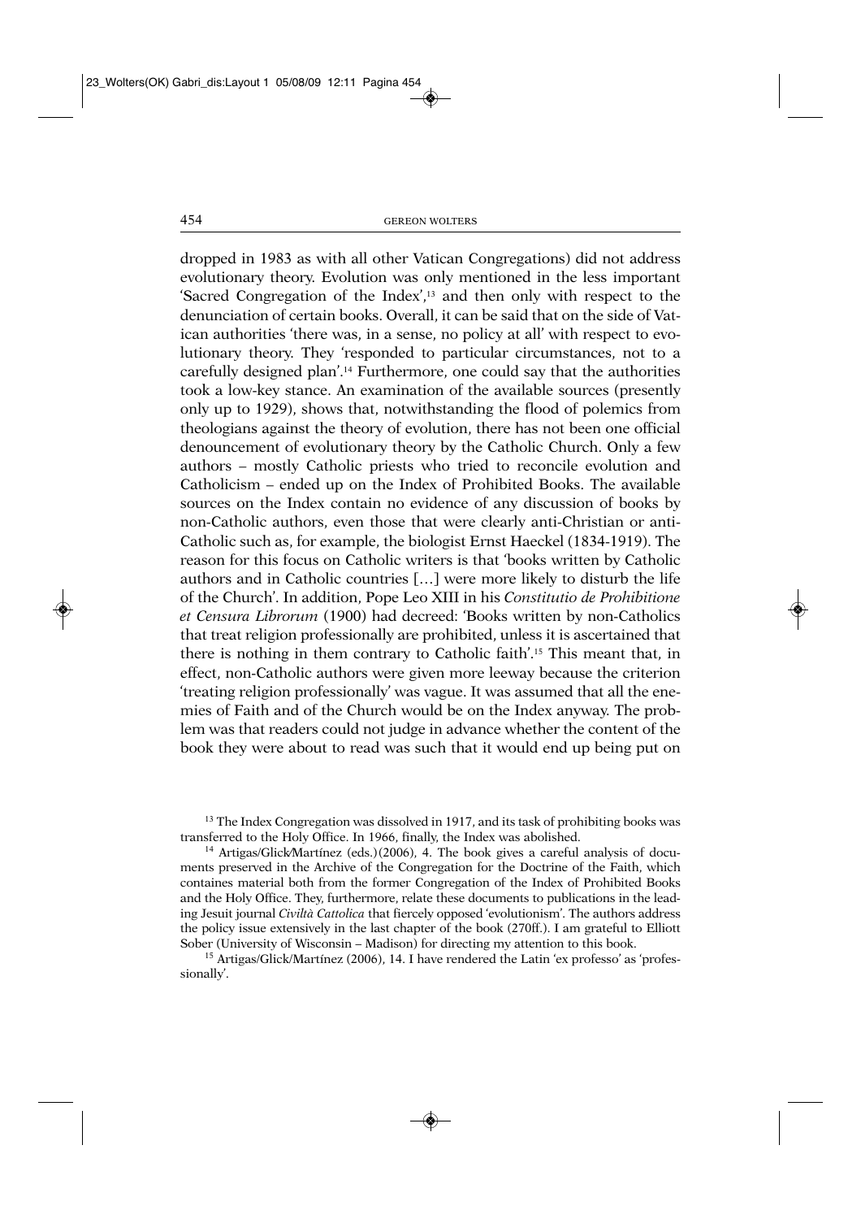dropped in 1983 as with all other Vatican Congregations) did not address evolutionary theory. Evolution was only mentioned in the less important 'Sacred Congregation of the Index',[13] and then only with respect to the denunciation of certain books. Overall, it can be said that on the side of Vatican authorities 'there was, in a sense, no policy at all' with respect to evolutionary theory. They 'responded to particular circumstances, not to a carefully designed plan'.[14] Furthermore, one could say that the authorities took a low-key stance. An examination of the available sources (presently only up to 1929), shows that, notwithstanding the flood of polemics from theologians against the theory of evolution, there has not been one official denouncement of evolutionary theory by the Catholic Church. Only a few authors – mostly Catholic priests who tried to reconcile evolution and Catholicism – ended up on the Index of Prohibited Books. The available sources on the Index contain no evidence of any discussion of books by non-Catholic authors, even those that were clearly anti-Christian or anti-Catholic such as, for example, the biologist Ernst Haeckel (1834-1919). The reason for this focus on Catholic writers is that 'books written by Catholic authors and in Catholic countries […] were more likely to disturb the life of the Church'. In addition, Pope Leo XIII in his *Constitutio de Prohibitione et Censura Librorum* (1900) had decreed: 'Books written by non-Catholics that treat religion professionally are prohibited, unless it is ascertained that there is nothing in them contrary to Catholic faith'.[15] This meant that, in effect, non-Catholic authors were given more leeway because the criterion 'treating religion professionally' was vague. It was assumed that all the enemies of Faith and of the Church would be on the Index anyway. The problem was that readers could not judge in advance whether the content of the book they were about to read was such that it would end up being put on

[13] The Index Congregation was dissolved in 1917, and its task of prohibiting books was transferred to the Holy Office. In 1966, finally, the Index was abolished.

[14] Artigas/Glick/Martínez (eds.)(2006), 4. The book gives a careful analysis of documents preserved in the Archive of the Congregation for the Doctrine of the Faith, which containes material both from the former Congregation of the Index of Prohibited Books and the Holy Office. They, furthermore, relate these documents to publications in the leading Jesuit journal *Civiltà Cattolica* that fiercely opposed 'evolutionism'. The authors address the policy issue extensively in the last chapter of the book (270ff.). I am grateful to Elliott Sober (University of Wisconsin – Madison) for directing my attention to this book.

[15] Artigas/Glick/Martínez (2006), 14. I have rendered the Latin 'ex professo' as 'professionally'.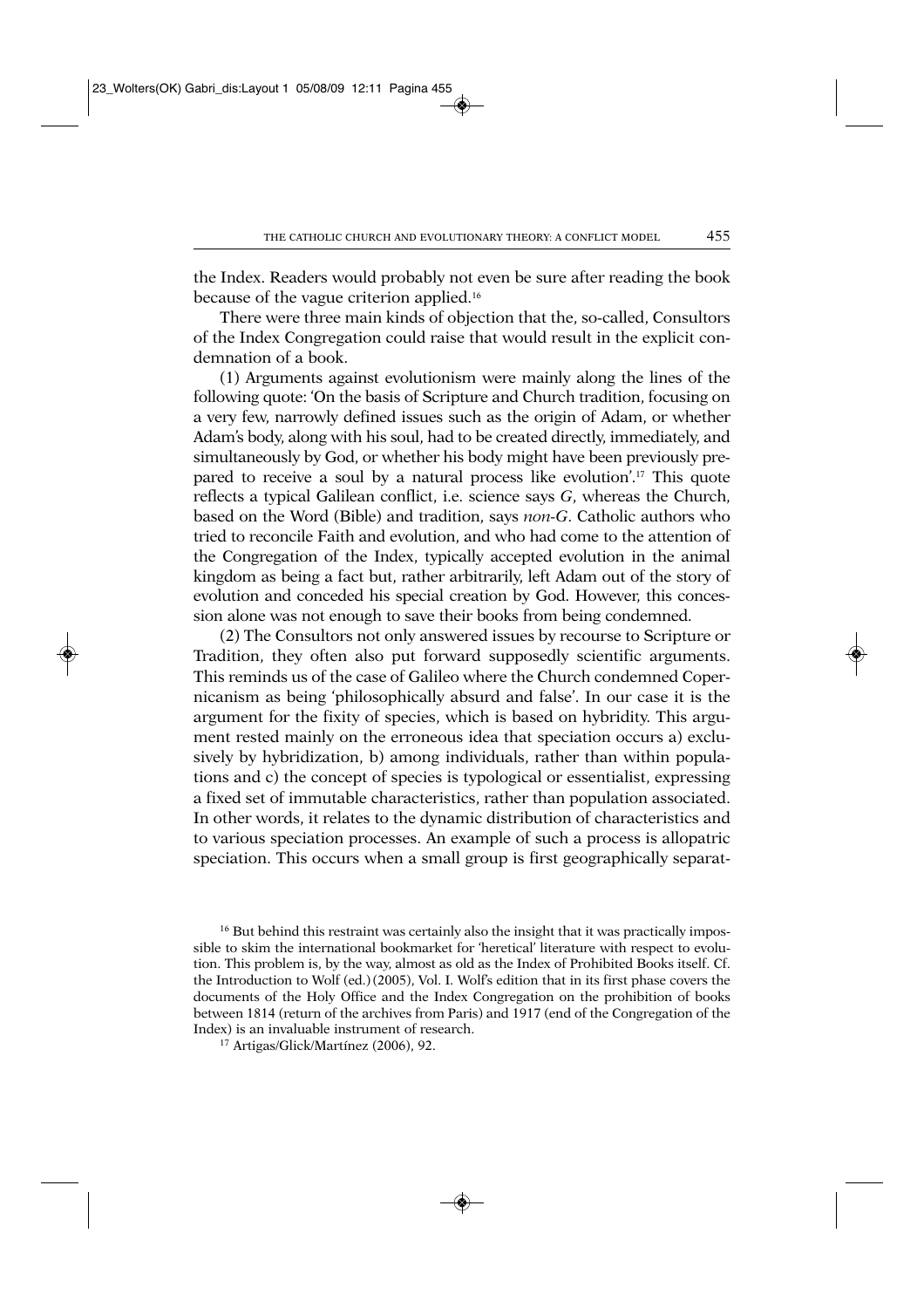the Index. Readers would probably not even be sure after reading the book because of the vague criterion applied.[16]

There were three main kinds of objection that the, so-called, Consultors of the Index Congregation could raise that would result in the explicit condemnation of a book.

(1) Arguments against evolutionism were mainly along the lines of the following quote: 'On the basis of Scripture and Church tradition, focusing on a very few, narrowly defined issues such as the origin of Adam, or whether Adam's body, along with his soul, had to be created directly, immediately, and simultaneously by God, or whether his body might have been previously prepared to receive a soul by a natural process like evolution'.[17] This quote reflects a typical Galilean conflict, i.e. science says *G*, whereas the Church, based on the Word (Bible) and tradition, says *non-G*. Catholic authors who tried to reconcile Faith and evolution, and who had come to the attention of the Congregation of the Index, typically accepted evolution in the animal kingdom as being a fact but, rather arbitrarily, left Adam out of the story of evolution and conceded his special creation by God. However, this concession alone was not enough to save their books from being condemned.

(2) The Consultors not only answered issues by recourse to Scripture or Tradition, they often also put forward supposedly scientific arguments. This reminds us of the case of Galileo where the Church condemned Copernicanism as being 'philosophically absurd and false'. In our case it is the argument for the fixity of species, which is based on hybridity. This argument rested mainly on the erroneous idea that speciation occurs a) exclusively by hybridization, b) among individuals, rather than within populations and c) the concept of species is typological or essentialist, expressing a fixed set of immutable characteristics, rather than population associated. In other words, it relates to the dynamic distribution of characteristics and to various speciation processes. An example of such a process is allopatric speciation. This occurs when a small group is first geographically separat-

[16] But behind this restraint was certainly also the insight that it was practically impossible to skim the international bookmarket for 'heretical' literature with respect to evolution. This problem is, by the way, almost as old as the Index of Prohibited Books itself. Cf. the Introduction to Wolf (ed.) (2005), Vol. I. Wolf's edition that in its first phase covers the documents of the Holy Office and the Index Congregation on the prohibition of books between 1814 (return of the archives from Paris) and 1917 (end of the Congregation of the Index) is an invaluable instrument of research.

[17] Artigas/Glick/Martínez (2006), 92.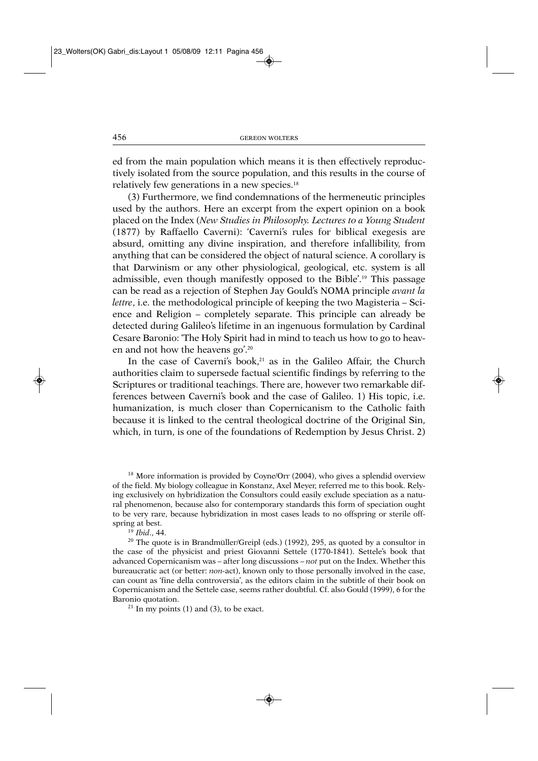ed from the main population which means it is then effectively reproductively isolated from the source population, and this results in the course of relatively few generations in a new species.[18]

(3) Furthermore, we find condemnations of the hermeneutic principles used by the authors. Here an excerpt from the expert opinion on a book placed on the Index (*New Studies in Philosophy. Lectures to a Young Student* (1877) by Raffaello Caverni): 'Caverni's rules for biblical exegesis are absurd, omitting any divine inspiration, and therefore infallibility, from anything that can be considered the object of natural science. A corollary is that Darwinism or any other physiological, geological, etc. system is all admissible, even though manifestly opposed to the Bible'.[19] This passage can be read as a rejection of Stephen Jay Gould's NOMA principle *avant la lettre*, i.e. the methodological principle of keeping the two Magisteria – Science and Religion – completely separate. This principle can already be detected during Galileo's lifetime in an ingenuous formulation by Cardinal Cesare Baronio: 'The Holy Spirit had in mind to teach us how to go to heaven and not how the heavens go'.[20]

In the case of Caverni's book,[21] as in the Galileo Affair, the Church authorities claim to supersede factual scientific findings by referring to the Scriptures or traditional teachings. There are, however two remarkable differences between Caverni's book and the case of Galileo. 1) His topic, i.e. humanization, is much closer than Copernicanism to the Catholic faith because it is linked to the central theological doctrine of the Original Sin, which, in turn, is one of the foundations of Redemption by Jesus Christ. 2)

[18] More information is provided by Coyne/Orr (2004), who gives a splendid overview of the field. My biology colleague in Konstanz, Axel Meyer, referred me to this book. Relying exclusively on hybridization the Consultors could easily exclude speciation as a natural phenomenon, because also for contemporary standards this form of speciation ought to be very rare, because hybridization in most cases leads to no offspring or sterile offspring at best.

[19] *Ibid*., 44.

[20] The quote is in Brandmüller/Greipl (eds.) (1992), 295, as quoted by a consultor in the case of the physicist and priest Giovanni Settele (1770-1841). Settele's book that advanced Copernicanism was – after long discussions – *not* put on the Index. Whether this bureaucratic act (or better: *non*-act), known only to those personally involved in the case, can count as 'fine della controversia', as the editors claim in the subtitle of their book on Copernicanism and the Settele case, seems rather doubtful. Cf. also Gould (1999), 6 for the Baronio quotation.

[21] In my points (1) and (3), to be exact.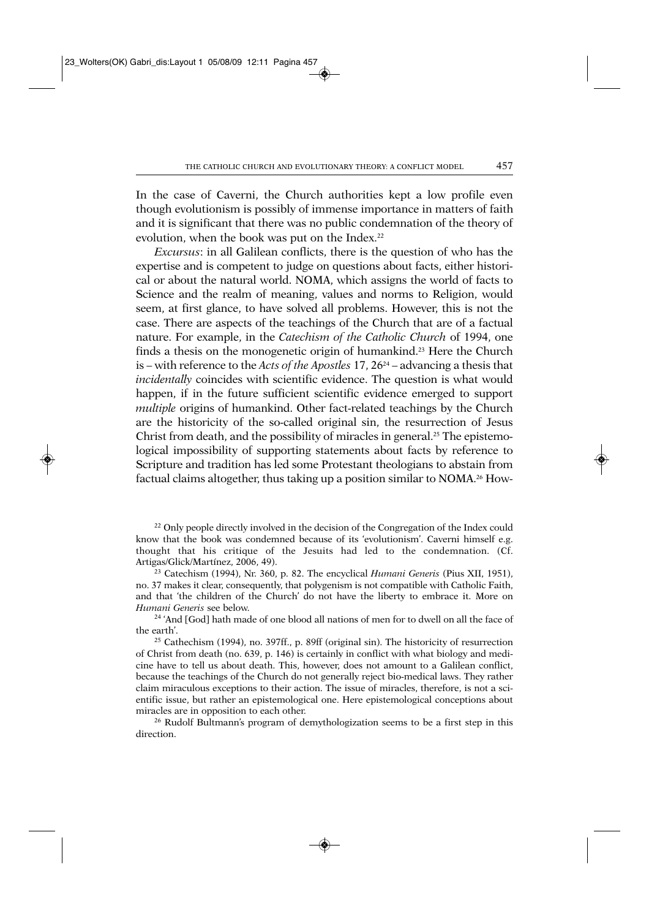In the case of Caverni, the Church authorities kept a low profile even though evolutionism is possibly of immense importance in matters of faith and it is significant that there was no public condemnation of the theory of evolution, when the book was put on the Index.[22]

*Excursus*: in all Galilean conflicts, there is the question of who has the expertise and is competent to judge on questions about facts, either historical or about the natural world. NOMA, which assigns the world of facts to Science and the realm of meaning, values and norms to Religion, would seem, at first glance, to have solved all problems. However, this is not the case. There are aspects of the teachings of the Church that are of a factual nature. For example, in the *Catechism of the Catholic Church* of 1994, one finds a thesis on the monogenetic origin of humankind.[23] Here the Church is – with reference to the *Acts of the Apostles* 17, 26[24] – advancing a thesis that *incidentally* coincides with scientific evidence. The question is what would happen, if in the future sufficient scientific evidence emerged to support *multiple* origins of humankind. Other fact-related teachings by the Church are the historicity of the so-called original sin, the resurrection of Jesus Christ from death, and the possibility of miracles in general.[25] The epistemological impossibility of supporting statements about facts by reference to Scripture and tradition has led some Protestant theologians to abstain from factual claims altogether, thus taking up a position similar to NOMA.[26] How-

[22] Only people directly involved in the decision of the Congregation of the Index could know that the book was condemned because of its 'evolutionism'. Caverni himself e.g. thought that his critique of the Jesuits had led to the condemnation. (Cf. Artigas/Glick/Martínez, 2006, 49).

[23] Catechism (1994), Nr. 360, p. 82. The encyclical *Humani Generis* (Pius XII, 1951), no. 37 makes it clear, consequently, that polygenism is not compatible with Catholic Faith, and that 'the children of the Church' do not have the liberty to embrace it. More on *Humani Generis* see below.

[24] 'And [God] hath made of one blood all nations of men for to dwell on all the face of the earth'.

[25] Cathechism (1994), no. 397ff., p. 89ff (original sin). The historicity of resurrection of Christ from death (no. 639, p. 146) is certainly in conflict with what biology and medicine have to tell us about death. This, however, does not amount to a Galilean conflict, because the teachings of the Church do not generally reject bio-medical laws. They rather claim miraculous exceptions to their action. The issue of miracles, therefore, is not a scientific issue, but rather an epistemological one. Here epistemological conceptions about miracles are in opposition to each other.

[26] Rudolf Bultmann's program of demythologization seems to be a first step in this direction.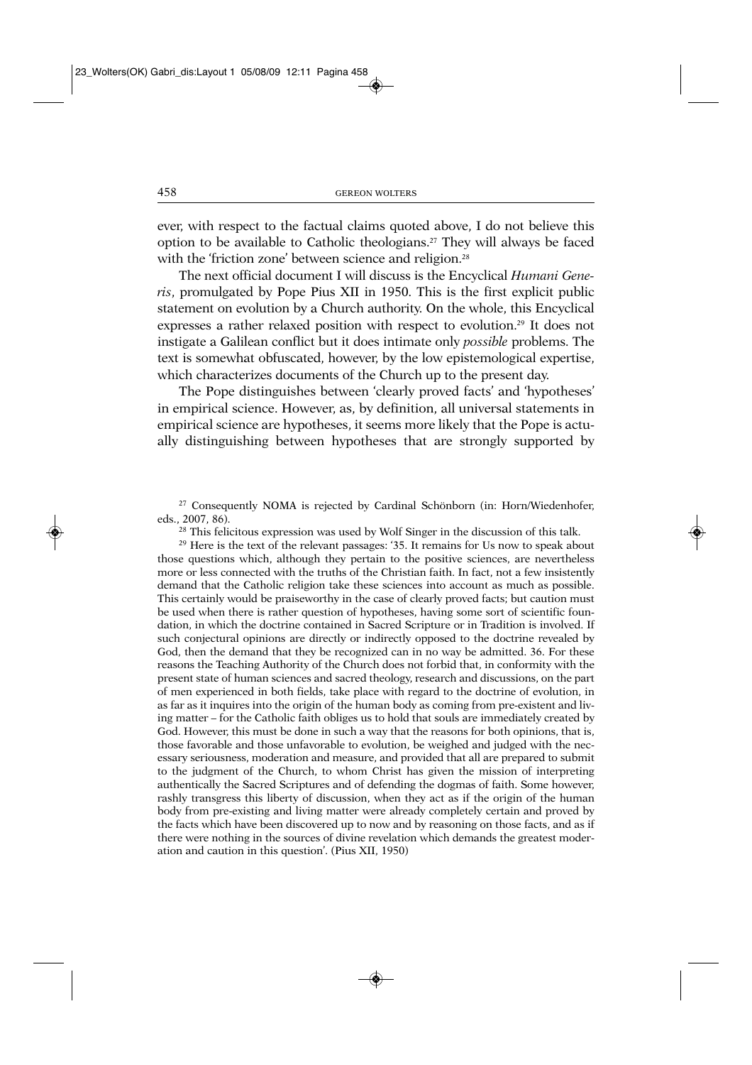ever, with respect to the factual claims quoted above, I do not believe this option to be available to Catholic theologians.[27] They will always be faced with the 'friction zone' between science and religion.[28]

The next official document I will discuss is the Encyclical *Humani Generis*, promulgated by Pope Pius XII in 1950. This is the first explicit public statement on evolution by a Church authority. On the whole, this Encyclical expresses a rather relaxed position with respect to evolution.[29] It does not instigate a Galilean conflict but it does intimate only *possible* problems. The text is somewhat obfuscated, however, by the low epistemological expertise, which characterizes documents of the Church up to the present day.

The Pope distinguishes between 'clearly proved facts' and 'hypotheses' in empirical science. However, as, by definition, all universal statements in empirical science are hypotheses, it seems more likely that the Pope is actually distinguishing between hypotheses that are strongly supported by

---

[27] Consequently NOMA is rejected by Cardinal Schönborn (in: Horn/Wiedenhofer, eds., 2007, 86).

[28] This felicitous expression was used by Wolf Singer in the discussion of this talk.

[29] Here is the text of the relevant passages: '35. It remains for Us now to speak about those questions which, although they pertain to the positive sciences, are nevertheless more or less connected with the truths of the Christian faith. In fact, not a few insistently demand that the Catholic religion take these sciences into account as much as possible. This certainly would be praiseworthy in the case of clearly proved facts; but caution must be used when there is rather question of hypotheses, having some sort of scientific foundation, in which the doctrine contained in Sacred Scripture or in Tradition is involved. If such conjectural opinions are directly or indirectly opposed to the doctrine revealed by God, then the demand that they be recognized can in no way be admitted. 36. For these reasons the Teaching Authority of the Church does not forbid that, in conformity with the present state of human sciences and sacred theology, research and discussions, on the part of men experienced in both fields, take place with regard to the doctrine of evolution, in as far as it inquires into the origin of the human body as coming from pre-existent and living matter – for the Catholic faith obliges us to hold that souls are immediately created by God. However, this must be done in such a way that the reasons for both opinions, that is, those favorable and those unfavorable to evolution, be weighed and judged with the necessary seriousness, moderation and measure, and provided that all are prepared to submit to the judgment of the Church, to whom Christ has given the mission of interpreting authentically the Sacred Scriptures and of defending the dogmas of faith. Some however, rashly transgress this liberty of discussion, when they act as if the origin of the human body from pre-existing and living matter were already completely certain and proved by the facts which have been discovered up to now and by reasoning on those facts, and as if there were nothing in the sources of divine revelation which demands the greatest moderation and caution in this question'. (Pius XII, 1950)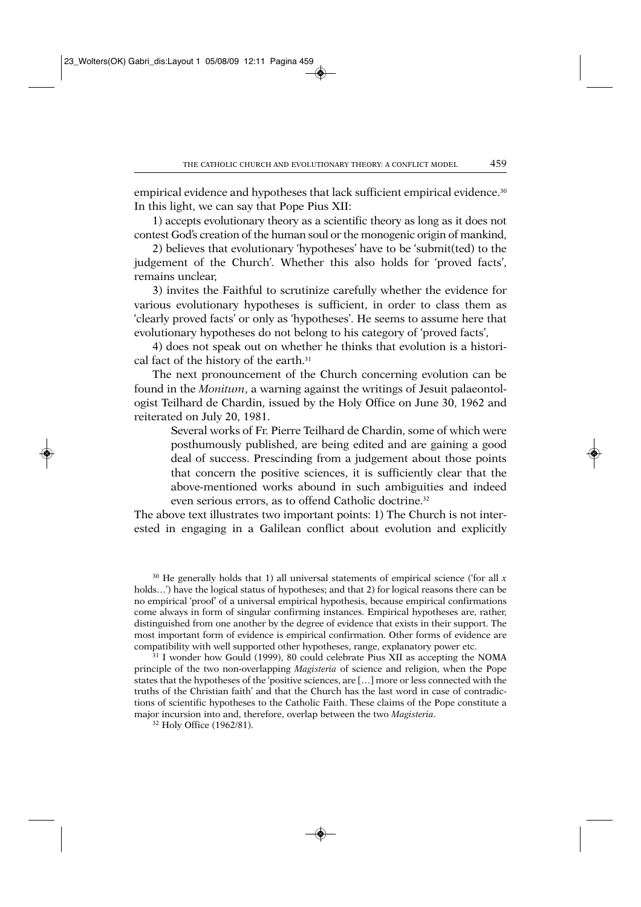empirical evidence and hypotheses that lack sufficient empirical evidence.[30] In this light, we can say that Pope Pius XII:

1) accepts evolutionary theory as a scientific theory as long as it does not contest God's creation of the human soul or the monogenic origin of mankind,

2) believes that evolutionary 'hypotheses' have to be 'submit(ted) to the judgement of the Church'. Whether this also holds for 'proved facts', remains unclear,

3) invites the Faithful to scrutinize carefully whether the evidence for various evolutionary hypotheses is sufficient, in order to class them as 'clearly proved facts' or only as 'hypotheses'. He seems to assume here that evolutionary hypotheses do not belong to his category of 'proved facts',

4) does not speak out on whether he thinks that evolution is a historical fact of the history of the earth.[31]

The next pronouncement of the Church concerning evolution can be found in the *Monitum*, a warning against the writings of Jesuit palaeontologist Teilhard de Chardin, issued by the Holy Office on June 30, 1962 and reiterated on July 20, 1981.

> Several works of Fr. Pierre Teilhard de Chardin, some of which were posthumously published, are being edited and are gaining a good deal of success. Prescinding from a judgement about those points that concern the positive sciences, it is sufficiently clear that the above-mentioned works abound in such ambiguities and indeed even serious errors, as to offend Catholic doctrine.[32]

The above text illustrates two important points: 1) The Church is not interested in engaging in a Galilean conflict about evolution and explicitly

---

[30] He generally holds that 1) all universal statements of empirical science ('for all $x$ holds…') have the logical status of hypotheses; and that 2) for logical reasons there can be no empirical 'proof' of a universal empirical hypothesis, because empirical confirmations come always in form of singular confirming instances. Empirical hypotheses are, rather, distinguished from one another by the degree of evidence that exists in their support. The most important form of evidence is empirical confirmation. Other forms of evidence are compatibility with well supported other hypotheses, range, explanatory power etc.

[31] I wonder how Gould (1999), 80 could celebrate Pius XII as accepting the NOMA principle of the two non-overlapping *Magisteria* of science and religion, when the Pope states that the hypotheses of the 'positive sciences, are […] more or less connected with the truths of the Christian faith' and that the Church has the last word in case of contradictions of scientific hypotheses to the Catholic Faith. These claims of the Pope constitute a major incursion into and, therefore, overlap between the two *Magisteria*.

[32] Holy Office (1962/81).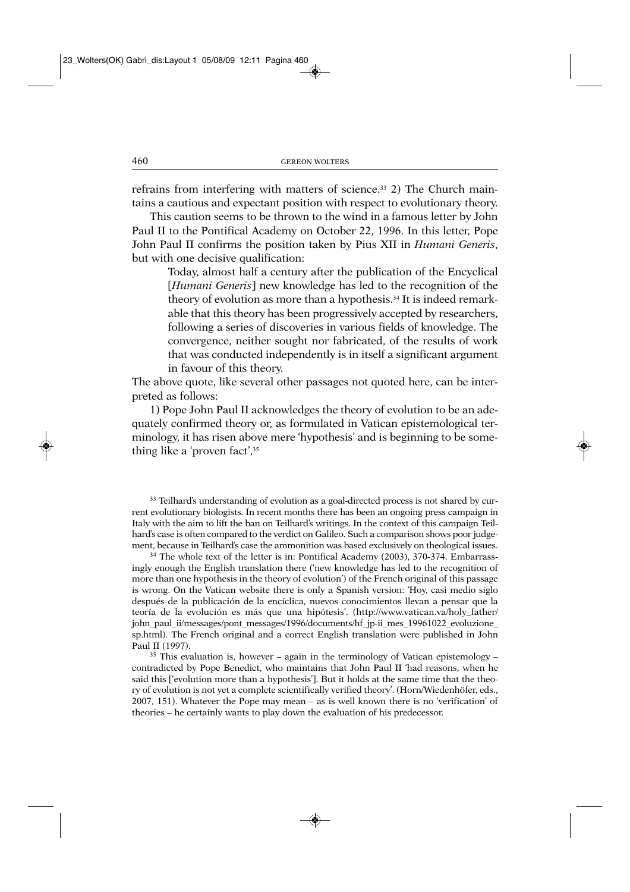refrains from interfering with matters of science.[33] 2) The Church maintains a cautious and expectant position with respect to evolutionary theory.

This caution seems to be thrown to the wind in a famous letter by John Paul II to the Pontifical Academy on October 22, 1996. In this letter, Pope John Paul II confirms the position taken by Pius XII in *Humani Generis*, but with one decisive qualification:

> Today, almost half a century after the publication of the Encyclical [*Humani Generis*] new knowledge has led to the recognition of the theory of evolution as more than a hypothesis.[34] It is indeed remarkable that this theory has been progressively accepted by researchers, following a series of discoveries in various fields of knowledge. The convergence, neither sought nor fabricated, of the results of work that was conducted independently is in itself a significant argument in favour of this theory.

The above quote, like several other passages not quoted here, can be interpreted as follows:

1) Pope John Paul II acknowledges the theory of evolution to be an adequately confirmed theory or, as formulated in Vatican epistemological terminology, it has risen above mere 'hypothesis' and is beginning to be something like a 'proven fact',[35]

---

[33] Teilhard's understanding of evolution as a goal-directed process is not shared by current evolutionary biologists. In recent months there has been an ongoing press campaign in Italy with the aim to lift the ban on Teilhard's writings. In the context of this campaign Teilhard's case is often compared to the verdict on Galileo. Such a comparison shows poor judgement, because in Teilhard's case the ammonition was based exclusively on theological issues.

[34] The whole text of the letter is in: Pontifical Academy (2003), 370-374. Embarrassingly enough the English translation there ('new knowledge has led to the recognition of more than one hypothesis in the theory of evolution') of the French original of this passage is wrong. On the Vatican website there is only a Spanish version: 'Hoy, casi medio siglo después de la publicación de la encíclica, nuevos conocimientos llevan a pensar que la teoría de la evolución es más que una hipótesis'. (http://www.vatican.va/holy_father/john_paul_ii/messages/pont_messages/1996/documents/hf_jp-ii_mes_19961022_evoluzione_sp.html). The French original and a correct English translation were published in John Paul II (1997).

[35] This evaluation is, however – again in the terminology of Vatican epistemology – contradicted by Pope Benedict, who maintains that John Paul II 'had reasons, when he said this ['evolution more than a hypothesis']. But it holds at the same time that the theory of evolution is not yet a complete scientifically verified theory'. (Horn/Wiedenhöfer, eds., 2007, 151). Whatever the Pope may mean – as is well known there is no 'verification' of theories – he certainly wants to play down the evaluation of his predecessor.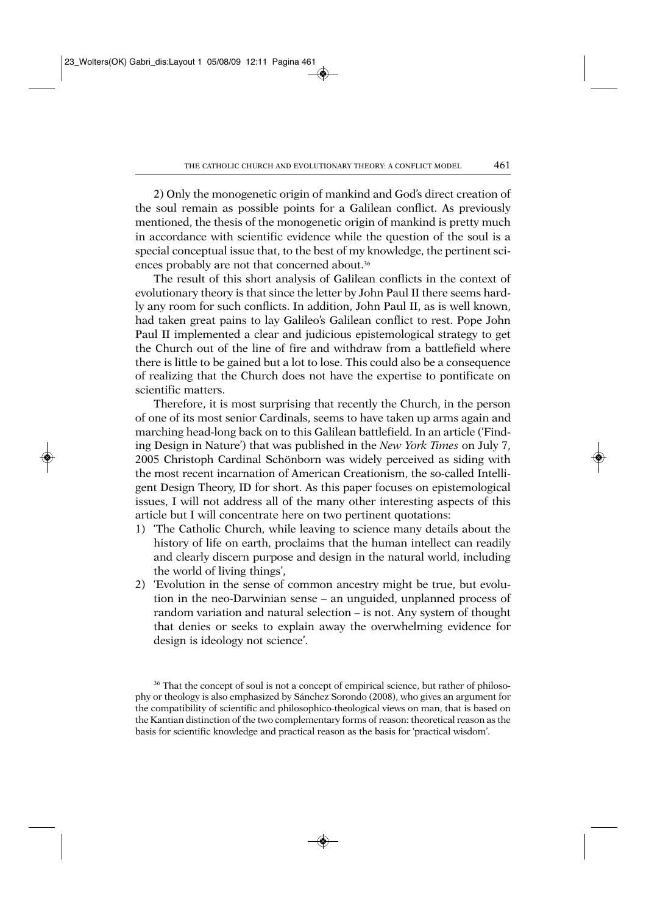2) Only the monogenetic origin of mankind and God's direct creation of the soul remain as possible points for a Galilean conflict. As previously mentioned, the thesis of the monogenetic origin of mankind is pretty much in accordance with scientific evidence while the question of the soul is a special conceptual issue that, to the best of my knowledge, the pertinent sciences probably are not that concerned about.[36]

The result of this short analysis of Galilean conflicts in the context of evolutionary theory is that since the letter by John Paul II there seems hardly any room for such conflicts. In addition, John Paul II, as is well known, had taken great pains to lay Galileo's Galilean conflict to rest. Pope John Paul II implemented a clear and judicious epistemological strategy to get the Church out of the line of fire and withdraw from a battlefield where there is little to be gained but a lot to lose. This could also be a consequence of realizing that the Church does not have the expertise to pontificate on scientific matters.

Therefore, it is most surprising that recently the Church, in the person of one of its most senior Cardinals, seems to have taken up arms again and marching head-long back on to this Galilean battlefield. In an article ('Finding Design in Nature') that was published in the *New York Times* on July 7, 2005 Christoph Cardinal Schönborn was widely perceived as siding with the most recent incarnation of American Creationism, the so-called Intelligent Design Theory, ID for short. As this paper focuses on epistemological issues, I will not address all of the many other interesting aspects of this article but I will concentrate here on two pertinent quotations:

1) 'The Catholic Church, while leaving to science many details about the history of life on earth, proclaims that the human intellect can readily and clearly discern purpose and design in the natural world, including the world of living things',
2) 'Evolution in the sense of common ancestry might be true, but evolution in the neo-Darwinian sense – an unguided, unplanned process of random variation and natural selection – is not. Any system of thought that denies or seeks to explain away the overwhelming evidence for design is ideology not science'.

[36] That the concept of soul is not a concept of empirical science, but rather of philosophy or theology is also emphasized by Sánchez Sorondo (2008), who gives an argument for the compatibility of scientific and philosophico-theological views on man, that is based on the Kantian distinction of the two complementary forms of reason: theoretical reason as the basis for scientific knowledge and practical reason as the basis for 'practical wisdom'.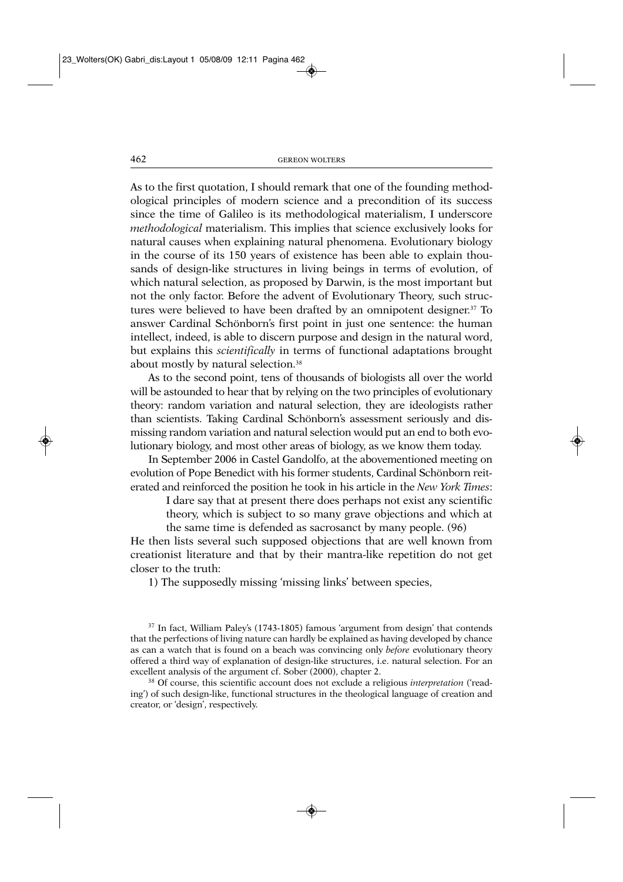As to the first quotation, I should remark that one of the founding methodological principles of modern science and a precondition of its success since the time of Galileo is its methodological materialism, I underscore *methodological* materialism. This implies that science exclusively looks for natural causes when explaining natural phenomena. Evolutionary biology in the course of its 150 years of existence has been able to explain thousands of design-like structures in living beings in terms of evolution, of which natural selection, as proposed by Darwin, is the most important but not the only factor. Before the advent of Evolutionary Theory, such structures were believed to have been drafted by an omnipotent designer.[37] To answer Cardinal Schönborn's first point in just one sentence: the human intellect, indeed, is able to discern purpose and design in the natural word, but explains this *scientifically* in terms of functional adaptations brought about mostly by natural selection.[38]

As to the second point, tens of thousands of biologists all over the world will be astounded to hear that by relying on the two principles of evolutionary theory: random variation and natural selection, they are ideologists rather than scientists. Taking Cardinal Schönborn's assessment seriously and dismissing random variation and natural selection would put an end to both evolutionary biology, and most other areas of biology, as we know them today.

In September 2006 in Castel Gandolfo, at the abovementioned meeting on evolution of Pope Benedict with his former students, Cardinal Schönborn reiterated and reinforced the position he took in his article in the *New York Times*:

> I dare say that at present there does perhaps not exist any scientific theory, which is subject to so many grave objections and which at the same time is defended as sacrosanct by many people. (96)

He then lists several such supposed objections that are well known from creationist literature and that by their mantra-like repetition do not get closer to the truth:

1) The supposedly missing 'missing links' between species,

---

[37] In fact, William Paley's (1743-1805) famous 'argument from design' that contends that the perfections of living nature can hardly be explained as having developed by chance as can a watch that is found on a beach was convincing only *before* evolutionary theory offered a third way of explanation of design-like structures, i.e. natural selection. For an excellent analysis of the argument cf. Sober (2000), chapter 2.

[38] Of course, this scientific account does not exclude a religious *interpretation* ('reading') of such design-like, functional structures in the theological language of creation and creator, or 'design', respectively.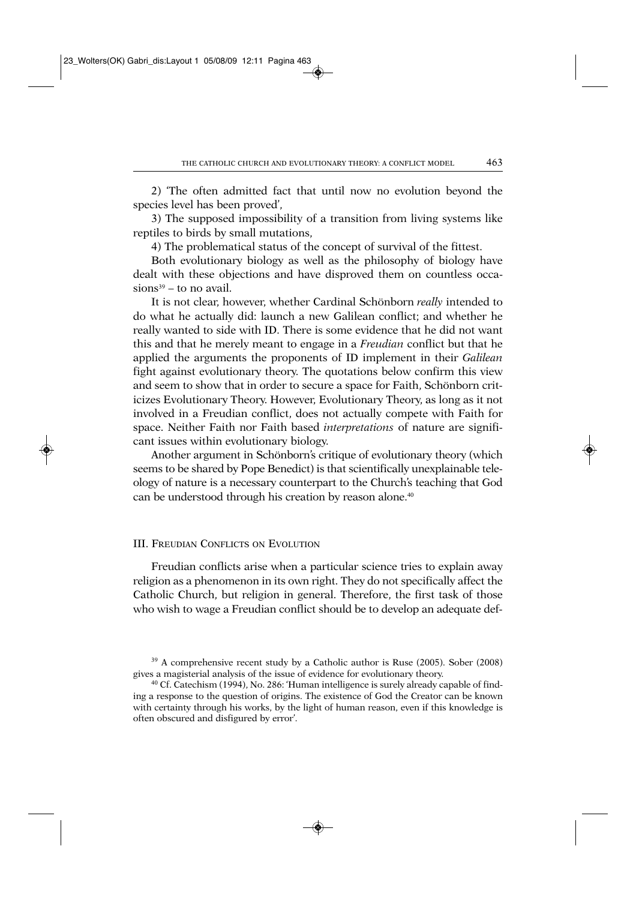2) 'The often admitted fact that until now no evolution beyond the species level has been proved',

3) The supposed impossibility of a transition from living systems like reptiles to birds by small mutations,

4) The problematical status of the concept of survival of the fittest.

Both evolutionary biology as well as the philosophy of biology have dealt with these objections and have disproved them on countless occasions[39] – to no avail.

It is not clear, however, whether Cardinal Schönborn *really* intended to do what he actually did: launch a new Galilean conflict; and whether he really wanted to side with ID. There is some evidence that he did not want this and that he merely meant to engage in a *Freudian* conflict but that he applied the arguments the proponents of ID implement in their *Galilean* fight against evolutionary theory. The quotations below confirm this view and seem to show that in order to secure a space for Faith, Schönborn criticizes Evolutionary Theory. However, Evolutionary Theory, as long as it not involved in a Freudian conflict, does not actually compete with Faith for space. Neither Faith nor Faith based *interpretations* of nature are significant issues within evolutionary biology.

Another argument in Schönborn's critique of evolutionary theory (which seems to be shared by Pope Benedict) is that scientifically unexplainable teleology of nature is a necessary counterpart to the Church's teaching that God can be understood through his creation by reason alone.[40]

## III. Freudian Conflicts on Evolution

Freudian conflicts arise when a particular science tries to explain away religion as a phenomenon in its own right. They do not specifically affect the Catholic Church, but religion in general. Therefore, the first task of those who wish to wage a Freudian conflict should be to develop an adequate def-

[39] A comprehensive recent study by a Catholic author is Ruse (2005). Sober (2008) gives a magisterial analysis of the issue of evidence for evolutionary theory.

[40] Cf. Catechism (1994), No. 286: 'Human intelligence is surely already capable of finding a response to the question of origins. The existence of God the Creator can be known with certainty through his works, by the light of human reason, even if this knowledge is often obscured and disfigured by error'.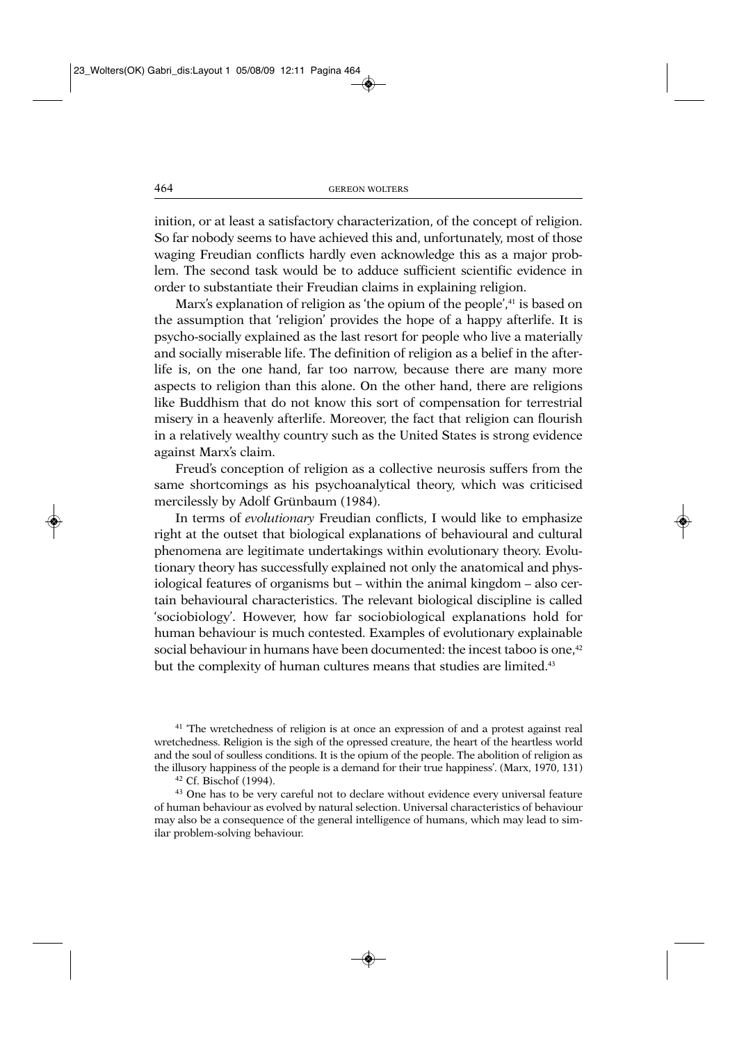inition, or at least a satisfactory characterization, of the concept of religion. So far nobody seems to have achieved this and, unfortunately, most of those waging Freudian conflicts hardly even acknowledge this as a major problem. The second task would be to adduce sufficient scientific evidence in order to substantiate their Freudian claims in explaining religion.

Marx's explanation of religion as 'the opium of the people',[41] is based on the assumption that 'religion' provides the hope of a happy afterlife. It is psycho-socially explained as the last resort for people who live a materially and socially miserable life. The definition of religion as a belief in the afterlife is, on the one hand, far too narrow, because there are many more aspects to religion than this alone. On the other hand, there are religions like Buddhism that do not know this sort of compensation for terrestrial misery in a heavenly afterlife. Moreover, the fact that religion can flourish in a relatively wealthy country such as the United States is strong evidence against Marx's claim.

Freud's conception of religion as a collective neurosis suffers from the same shortcomings as his psychoanalytical theory, which was criticised mercilessly by Adolf Grünbaum (1984).

In terms of *evolutionary* Freudian conflicts, I would like to emphasize right at the outset that biological explanations of behavioural and cultural phenomena are legitimate undertakings within evolutionary theory. Evolutionary theory has successfully explained not only the anatomical and physiological features of organisms but – within the animal kingdom – also certain behavioural characteristics. The relevant biological discipline is called 'sociobiology'. However, how far sociobiological explanations hold for human behaviour is much contested. Examples of evolutionary explainable social behaviour in humans have been documented: the incest taboo is one,[42] but the complexity of human cultures means that studies are limited.[43]

[41] 'The wretchedness of religion is at once an expression of and a protest against real wretchedness. Religion is the sigh of the opressed creature, the heart of the heartless world and the soul of soulless conditions. It is the opium of the people. The abolition of religion as the illusory happiness of the people is a demand for their true happiness'. (Marx, 1970, 131)

[42] Cf. Bischof (1994).

[43] One has to be very careful not to declare without evidence every universal feature of human behaviour as evolved by natural selection. Universal characteristics of behaviour may also be a consequence of the general intelligence of humans, which may lead to similar problem-solving behaviour.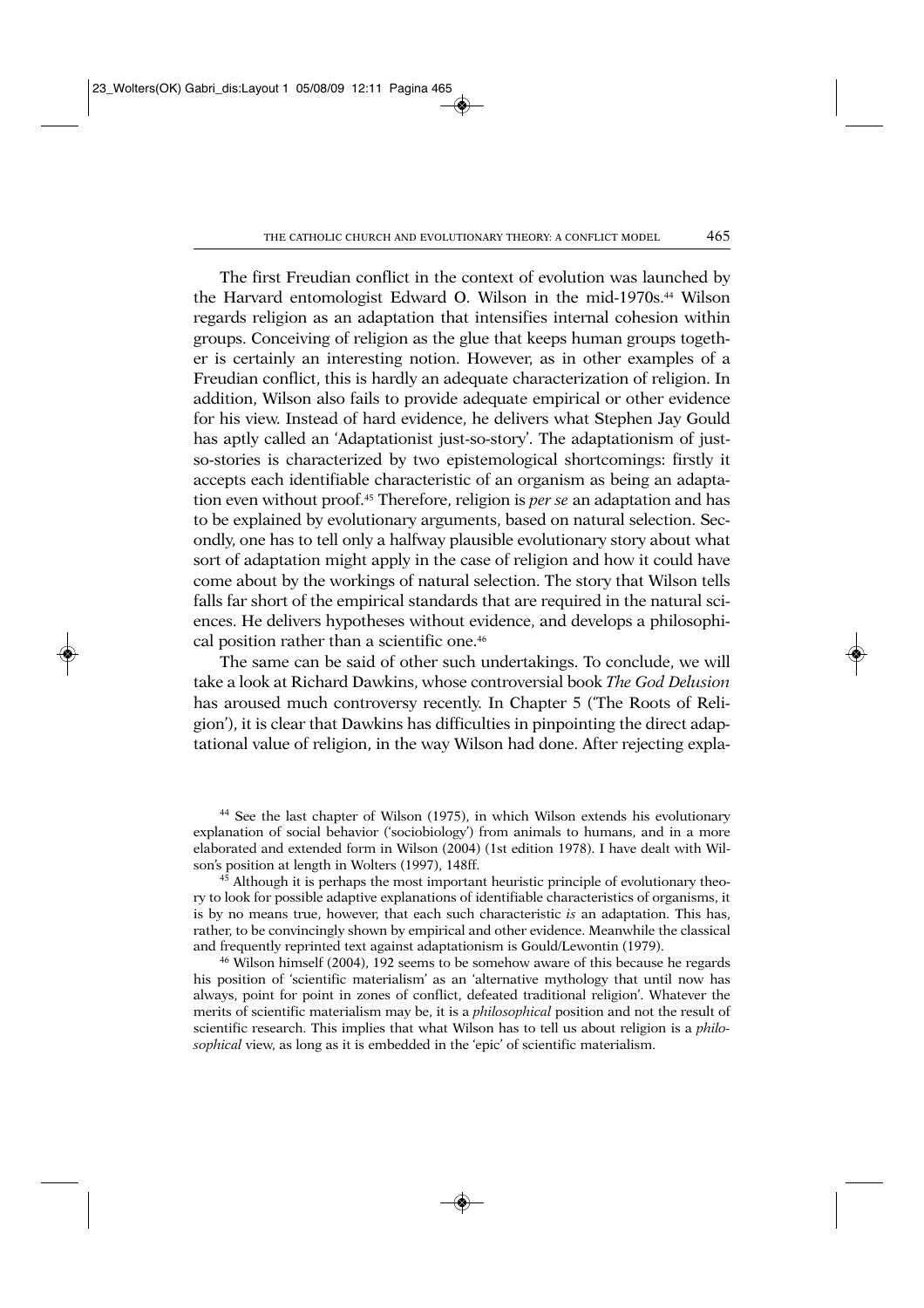The first Freudian conflict in the context of evolution was launched by the Harvard entomologist Edward O. Wilson in the mid-1970s.[44] Wilson regards religion as an adaptation that intensifies internal cohesion within groups. Conceiving of religion as the glue that keeps human groups together is certainly an interesting notion. However, as in other examples of a Freudian conflict, this is hardly an adequate characterization of religion. In addition, Wilson also fails to provide adequate empirical or other evidence for his view. Instead of hard evidence, he delivers what Stephen Jay Gould has aptly called an 'Adaptationist just-so-story'. The adaptationism of just-so-stories is characterized by two epistemological shortcomings: firstly it accepts each identifiable characteristic of an organism as being an adaptation even without proof.[45] Therefore, religion is *per se* an adaptation and has to be explained by evolutionary arguments, based on natural selection. Secondly, one has to tell only a halfway plausible evolutionary story about what sort of adaptation might apply in the case of religion and how it could have come about by the workings of natural selection. The story that Wilson tells falls far short of the empirical standards that are required in the natural sciences. He delivers hypotheses without evidence, and develops a philosophical position rather than a scientific one.[46]

The same can be said of other such undertakings. To conclude, we will take a look at Richard Dawkins, whose controversial book *The God Delusion* has aroused much controversy recently. In Chapter 5 ('The Roots of Religion'), it is clear that Dawkins has difficulties in pinpointing the direct adaptational value of religion, in the way Wilson had done. After rejecting expla-

---

[44] See the last chapter of Wilson (1975), in which Wilson extends his evolutionary explanation of social behavior ('sociobiology') from animals to humans, and in a more elaborated and extended form in Wilson (2004) (1st edition 1978). I have dealt with Wilson's position at length in Wolters (1997), 148ff.

[45] Although it is perhaps the most important heuristic principle of evolutionary theory to look for possible adaptive explanations of identifiable characteristics of organisms, it is by no means true, however, that each such characteristic *is* an adaptation. This has, rather, to be convincingly shown by empirical and other evidence. Meanwhile the classical and frequently reprinted text against adaptationism is Gould/Lewontin (1979).

[46] Wilson himself (2004), 192 seems to be somehow aware of this because he regards his position of 'scientific materialism' as an 'alternative mythology that until now has always, point for point in zones of conflict, defeated traditional religion'. Whatever the merits of scientific materialism may be, it is a *philosophical* position and not the result of scientific research. This implies that what Wilson has to tell us about religion is a *philosophical* view, as long as it is embedded in the 'epic' of scientific materialism.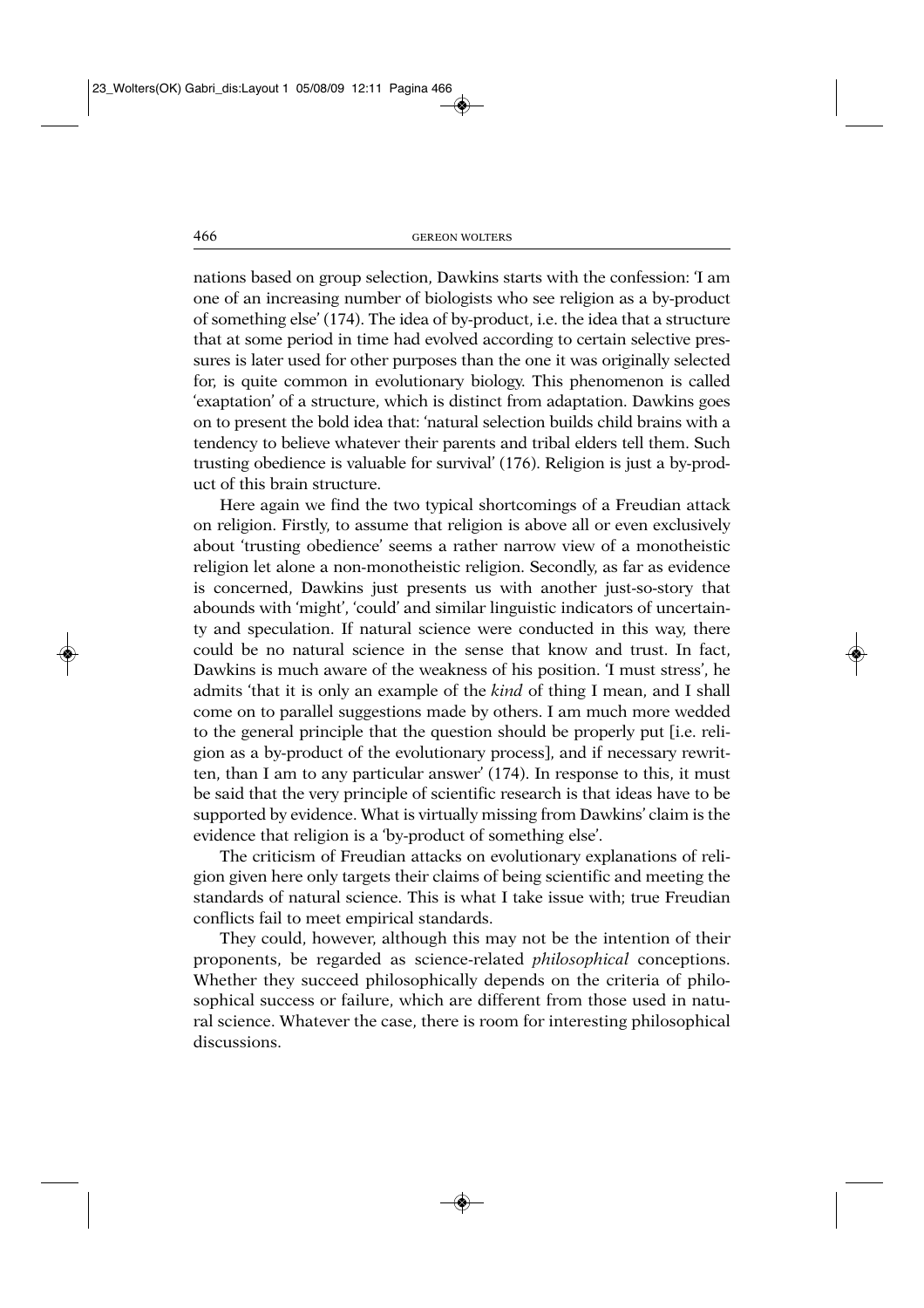nations based on group selection, Dawkins starts with the confession: 'I am one of an increasing number of biologists who see religion as a by-product of something else' (174). The idea of by-product, i.e. the idea that a structure that at some period in time had evolved according to certain selective pressures is later used for other purposes than the one it was originally selected for, is quite common in evolutionary biology. This phenomenon is called 'exaptation' of a structure, which is distinct from adaptation. Dawkins goes on to present the bold idea that: 'natural selection builds child brains with a tendency to believe whatever their parents and tribal elders tell them. Such trusting obedience is valuable for survival' (176). Religion is just a by-product of this brain structure.

Here again we find the two typical shortcomings of a Freudian attack on religion. Firstly, to assume that religion is above all or even exclusively about 'trusting obedience' seems a rather narrow view of a monotheistic religion let alone a non-monotheistic religion. Secondly, as far as evidence is concerned, Dawkins just presents us with another just-so-story that abounds with 'might', 'could' and similar linguistic indicators of uncertainty and speculation. If natural science were conducted in this way, there could be no natural science in the sense that know and trust. In fact, Dawkins is much aware of the weakness of his position. 'I must stress', he admits 'that it is only an example of the *kind* of thing I mean, and I shall come on to parallel suggestions made by others. I am much more wedded to the general principle that the question should be properly put [i.e. religion as a by-product of the evolutionary process], and if necessary rewritten, than I am to any particular answer' (174). In response to this, it must be said that the very principle of scientific research is that ideas have to be supported by evidence. What is virtually missing from Dawkins' claim is the evidence that religion is a 'by-product of something else'.

The criticism of Freudian attacks on evolutionary explanations of religion given here only targets their claims of being scientific and meeting the standards of natural science. This is what I take issue with; true Freudian conflicts fail to meet empirical standards.

They could, however, although this may not be the intention of their proponents, be regarded as science-related *philosophical* conceptions. Whether they succeed philosophically depends on the criteria of philosophical success or failure, which are different from those used in natural science. Whatever the case, there is room for interesting philosophical discussions.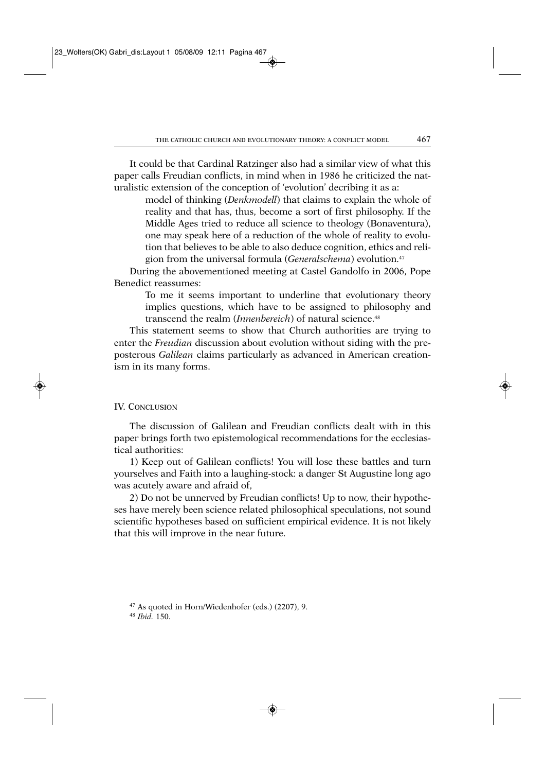It could be that Cardinal Ratzinger also had a similar view of what this paper calls Freudian conflicts, in mind when in 1986 he criticized the naturalistic extension of the conception of 'evolution' decribing it as a:

> model of thinking (*Denkmodell*) that claims to explain the whole of reality and that has, thus, become a sort of first philosophy. If the Middle Ages tried to reduce all science to theology (Bonaventura), one may speak here of a reduction of the whole of reality to evolution that believes to be able to also deduce cognition, ethics and religion from the universal formula (*Generalschema*) evolution.[47]

During the abovementioned meeting at Castel Gandolfo in 2006, Pope Benedict reassumes:

> To me it seems important to underline that evolutionary theory implies questions, which have to be assigned to philosophy and transcend the realm (*Innenbereich*) of natural science.[48]

This statement seems to show that Church authorities are trying to enter the *Freudian* discussion about evolution without siding with the preposterous *Galilean* claims particularly as advanced in American creationism in its many forms.

## IV. Conclusion

The discussion of Galilean and Freudian conflicts dealt with in this paper brings forth two epistemological recommendations for the ecclesiastical authorities:

1) Keep out of Galilean conflicts! You will lose these battles and turn yourselves and Faith into a laughing-stock: a danger St Augustine long ago was acutely aware and afraid of,

2) Do not be unnerved by Freudian conflicts! Up to now, their hypotheses have merely been science related philosophical speculations, not sound scientific hypotheses based on sufficient empirical evidence. It is not likely that this will improve in the near future.

[47] As quoted in Horn/Wiedenhofer (eds.) (2207), 9.

[48] *Ibid.* 150.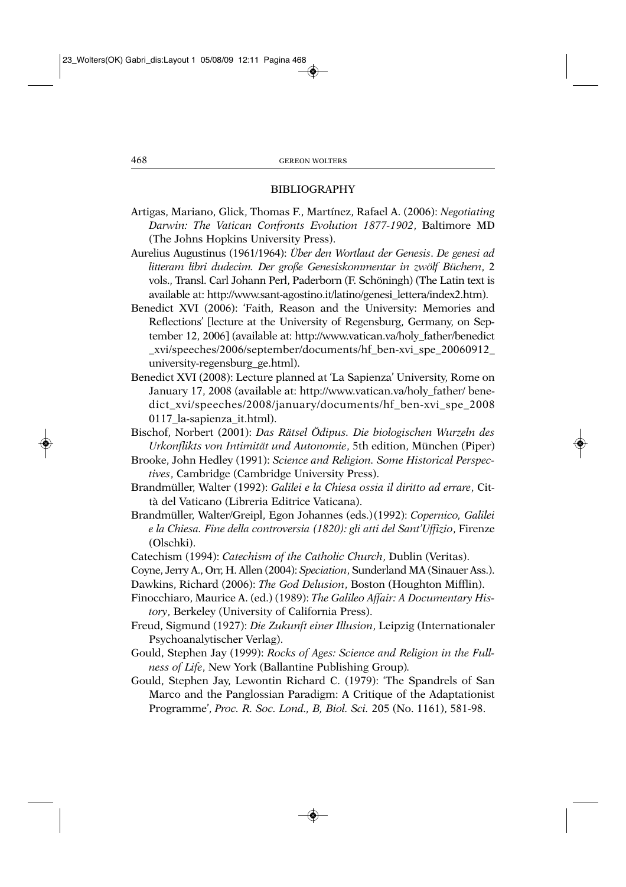## BIBLIOGRAPHY

Artigas, Mariano, Glick, Thomas F., Martínez, Rafael A. (2006): *Negotiating Darwin: The Vatican Confronts Evolution 1877-1902*, Baltimore MD (The Johns Hopkins University Press).

Aurelius Augustinus (1961/1964): *Über den Wortlaut der Genesis*. *De genesi ad litteram libri dudecim. Der große Genesiskommentar in zwölf Büchern*, 2 vols., Transl. Carl Johann Perl, Paderborn (F. Schöningh) (The Latin text is available at: http://www.sant-agostino.it/latino/genesi_lettera/index2.htm).

Benedict XVI (2006): 'Faith, Reason and the University: Memories and Reflections' [lecture at the University of Regensburg, Germany, on September 12, 2006] (available at: http://www.vatican.va/holy_father/benedict_xvi/speeches/2006/september/documents/hf_ben-xvi_spe_20060912_university-regensburg_ge.html).

Benedict XVI (2008): Lecture planned at 'La Sapienza' University, Rome on January 17, 2008 (available at: http://www.vatican.va/holy_father/ benedict_xvi/speeches/2008/january/documents/hf_ben-xvi_spe_20080117_la-sapienza_it.html).

Bischof, Norbert (2001): *Das Rätsel Ödipus. Die biologischen Wurzeln des Urkonflikts von Intimität und Autonomie*, 5th edition, München (Piper)

Brooke, John Hedley (1991): *Science and Religion. Some Historical Perspectives*, Cambridge (Cambridge University Press).

Brandmüller, Walter (1992): *Galilei e la Chiesa ossia il diritto ad errare*, Città del Vaticano (Libreria Editrice Vaticana).

Brandmüller, Walter/Greipl, Egon Johannes (eds.)(1992): *Copernico, Galilei e la Chiesa. Fine della controversia (1820): gli atti del Sant'Uffizio*, Firenze (Olschki).

Catechism (1994): *Catechism of the Catholic Church*, Dublin (Veritas).

Coyne, Jerry A., Orr, H. Allen (2004): *Speciation*, Sunderland MA (Sinauer Ass.).

Dawkins, Richard (2006): *The God Delusion*, Boston (Houghton Mifflin).

Finocchiaro, Maurice A. (ed.) (1989): *The Galileo Affair: A Documentary History*, Berkeley (University of California Press).

Freud, Sigmund (1927): *Die Zukunft einer Illusion*, Leipzig (Internationaler Psychoanalytischer Verlag).

Gould, Stephen Jay (1999): *Rocks of Ages: Science and Religion in the Fullness of Life*, New York (Ballantine Publishing Group).

Gould, Stephen Jay, Lewontin Richard C. (1979): 'The Spandrels of San Marco and the Panglossian Paradigm: A Critique of the Adaptationist Programme', *Proc. R. Soc. Lond., B, Biol. Sci.* 205 (No. 1161), 581-98.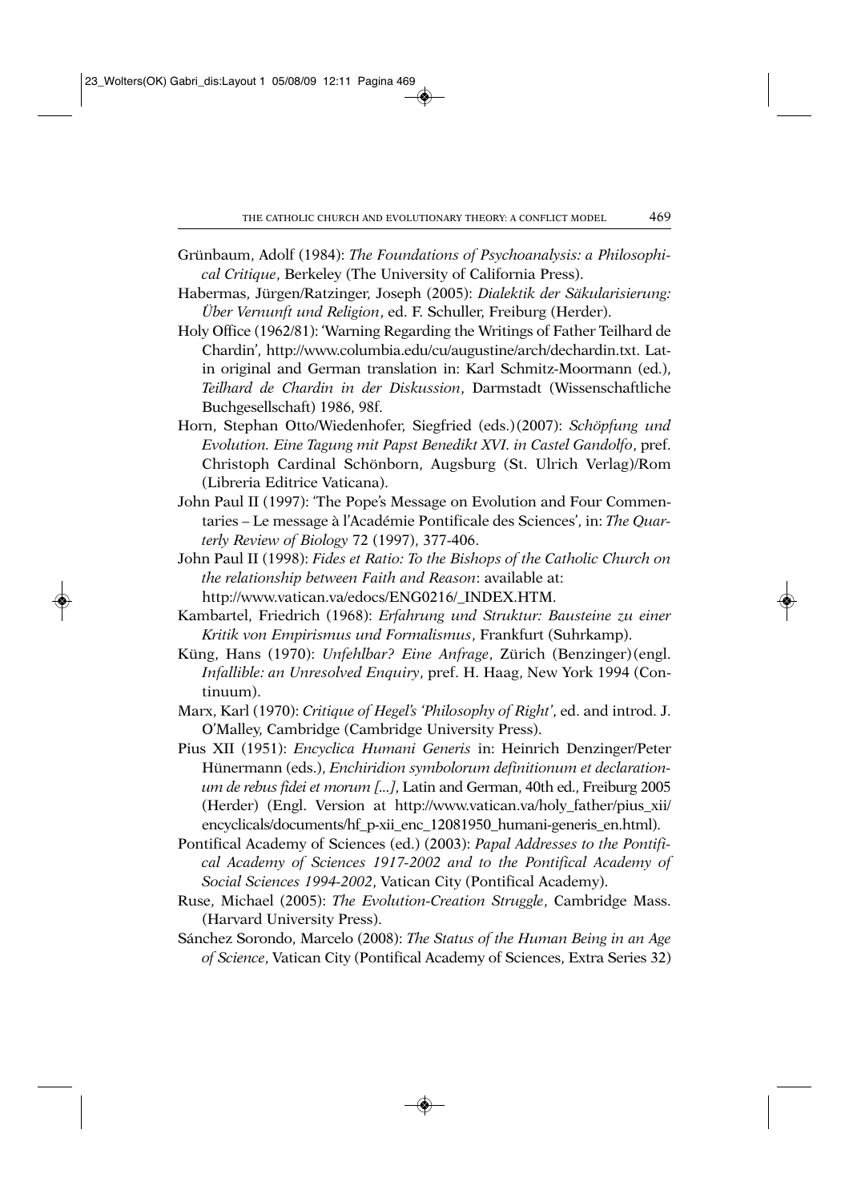Grünbaum, Adolf (1984): *The Foundations of Psychoanalysis: a Philosophical Critique*, Berkeley (The University of California Press).

Habermas, Jürgen/Ratzinger, Joseph (2005): *Dialektik der Säkularisierung: Über Vernunft und Religion*, ed. F. Schuller, Freiburg (Herder).

Holy Office (1962/81): 'Warning Regarding the Writings of Father Teilhard de Chardin', http://www.columbia.edu/cu/augustine/arch/dechardin.txt. Latin original and German translation in: Karl Schmitz-Moormann (ed.), *Teilhard de Chardin in der Diskussion*, Darmstadt (Wissenschaftliche Buchgesellschaft) 1986, 98f.

Horn, Stephan Otto/Wiedenhofer, Siegfried (eds.)(2007): *Schöpfung und Evolution. Eine Tagung mit Papst Benedikt XVI. in Castel Gandolfo*, pref. Christoph Cardinal Schönborn, Augsburg (St. Ulrich Verlag)/Rom (Libreria Editrice Vaticana).

John Paul II (1997): 'The Pope's Message on Evolution and Four Commentaries – Le message à l'Académie Pontificale des Sciences', in: *The Quarterly Review of Biology* 72 (1997), 377-406.

John Paul II (1998): *Fides et Ratio: To the Bishops of the Catholic Church on the relationship between Faith and Reason*: available at: http://www.vatican.va/edocs/ENG0216/_INDEX.HTM.

Kambartel, Friedrich (1968): *Erfahrung und Struktur: Bausteine zu einer Kritik von Empirismus und Formalismus*, Frankfurt (Suhrkamp).

Küng, Hans (1970): *Unfehlbar? Eine Anfrage*, Zürich (Benzinger)(engl. *Infallible: an Unresolved Enquiry*, pref. H. Haag, New York 1994 (Continuum).

Marx, Karl (1970): *Critique of Hegel's 'Philosophy of Right'*, ed. and introd. J. O'Malley, Cambridge (Cambridge University Press).

Pius XII (1951): *Encyclica Humani Generis* in: Heinrich Denzinger/Peter Hünermann (eds.), *Enchiridion symbolorum definitionum et declarationum de rebus fidei et morum [...]*, Latin and German, 40th ed., Freiburg 2005 (Herder) (Engl. Version at http://www.vatican.va/holy_father/pius_xii/encyclicals/documents/hf_p-xii_enc_12081950_humani-generis_en.html).

Pontifical Academy of Sciences (ed.) (2003): *Papal Addresses to the Pontifical Academy of Sciences 1917-2002 and to the Pontifical Academy of Social Sciences 1994-2002*, Vatican City (Pontifical Academy).

Ruse, Michael (2005): *The Evolution-Creation Struggle*, Cambridge Mass. (Harvard University Press).

Sánchez Sorondo, Marcelo (2008): *The Status of the Human Being in an Age of Science*, Vatican City (Pontifical Academy of Sciences, Extra Series 32)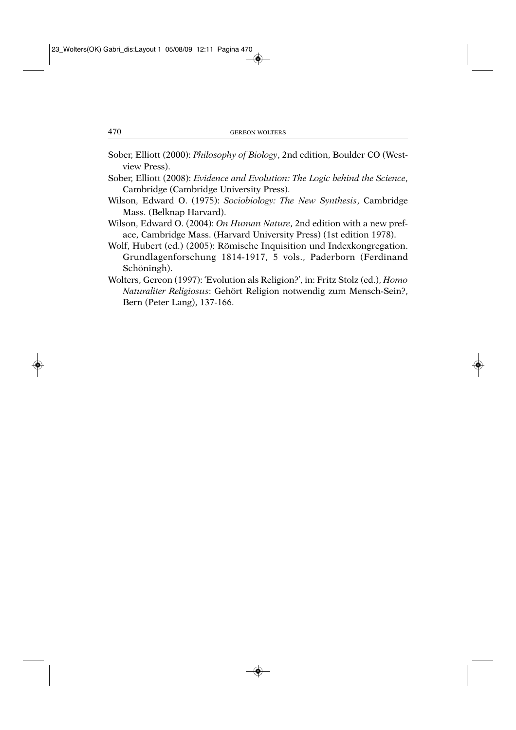Sober, Elliott (2000): *Philosophy of Biology*, 2nd edition, Boulder CO (Westview Press).

Sober, Elliott (2008): *Evidence and Evolution: The Logic behind the Science*, Cambridge (Cambridge University Press).

Wilson, Edward O. (1975): *Sociobiology: The New Synthesis*, Cambridge Mass. (Belknap Harvard).

Wilson, Edward O. (2004): *On Human Nature*, 2nd edition with a new preface, Cambridge Mass. (Harvard University Press) (1st edition 1978).

Wolf, Hubert (ed.) (2005): Römische Inquisition und Indexkongregation. Grundlagenforschung 1814-1917, 5 vols., Paderborn (Ferdinand Schöningh).

Wolters, Gereon (1997): 'Evolution als Religion?', in: Fritz Stolz (ed.), *Homo Naturaliter Religiosus*: Gehört Religion notwendig zum Mensch-Sein?, Bern (Peter Lang), 137-166.